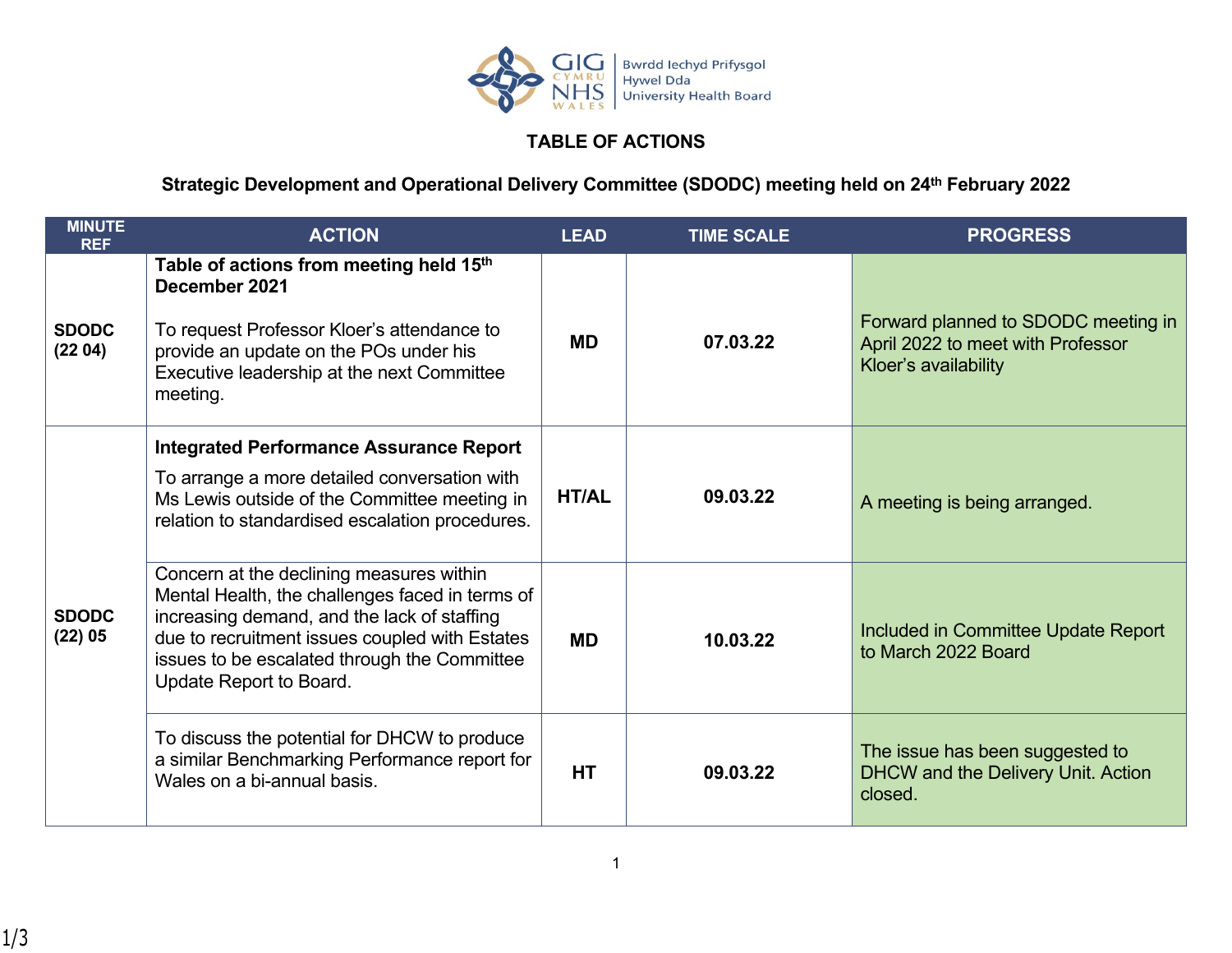# TABLE OF ACTIONS

## Strategic Development and Operational Delivery Committee (SDODC) meeting held on 24th February 2022

| MINUTE REF | ACTION | LEAD | TIME SCALE | PROGRESS |
|---|---|---|---|---|
| **SDODC (22 04)** | **Table of actions from meeting held 15th December 2021**<br><br>To request Professor Kloer's attendance to provide an update on the POs under his Executive leadership at the next Committee meeting. | **MD** | **07.03.22** | Forward planned to SDODC meeting in April 2022 to meet with Professor Kloer's availability |
| **SDODC (22) 05** | **Integrated Performance Assurance Report**<br><br>To arrange a more detailed conversation with Ms Lewis outside of the Committee meeting in relation to standardised escalation procedures. | **HT/AL** | **09.03.22** | A meeting is being arranged. |
| | Concern at the declining measures within Mental Health, the challenges faced in terms of increasing demand, and the lack of staffing due to recruitment issues coupled with Estates issues to be escalated through the Committee Update Report to Board. | **MD** | **10.03.22** | Included in Committee Update Report to March 2022 Board |
| | To discuss the potential for DHCW to produce a similar Benchmarking Performance report for Wales on a bi-annual basis. | **HT** | **09.03.22** | The issue has been suggested to DHCW and the Delivery Unit. Action closed. |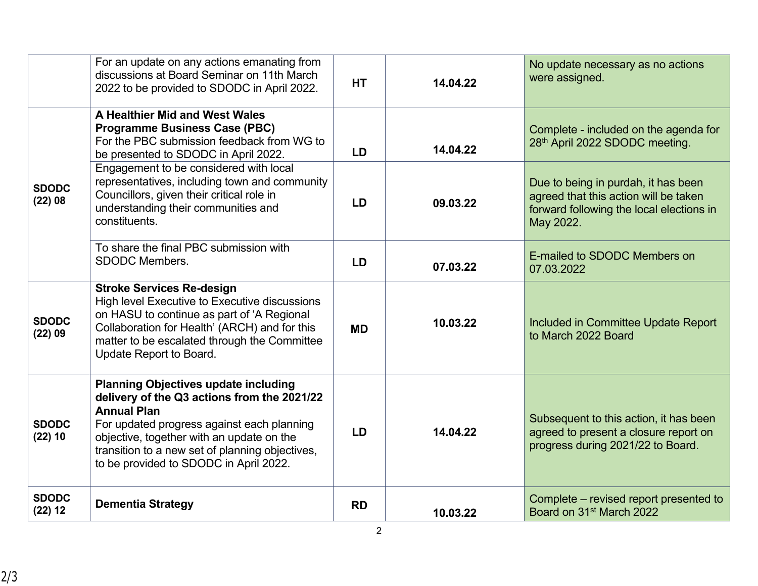| | | | | |
|---|---|---|---|---|
| | For an update on any actions emanating from discussions at Board Seminar on 11th March 2022 to be provided to SDODC in April 2022. | **HT** | **14.04.22** | No update necessary as no actions were assigned. |
| **SDODC (22) 08** | **A Healthier Mid and West Wales Programme Business Case (PBC)** For the PBC submission feedback from WG to be presented to SDODC in April 2022. | **LD** | **14.04.22** | Complete - included on the agenda for 28th April 2022 SDODC meeting. |
| | Engagement to be considered with local representatives, including town and community Councillors, given their critical role in understanding their communities and constituents. | **LD** | **09.03.22** | Due to being in purdah, it has been agreed that this action will be taken forward following the local elections in May 2022. |
| | To share the final PBC submission with SDODC Members. | **LD** | **07.03.22** | E-mailed to SDODC Members on 07.03.2022 |
| **SDODC (22) 09** | **Stroke Services Re-design** High level Executive to Executive discussions on HASU to continue as part of 'A Regional Collaboration for Health' (ARCH) and for this matter to be escalated through the Committee Update Report to Board. | **MD** | **10.03.22** | Included in Committee Update Report to March 2022 Board |
| **SDODC (22) 10** | **Planning Objectives update including delivery of the Q3 actions from the 2021/22 Annual Plan** For updated progress against each planning objective, together with an update on the transition to a new set of planning objectives, to be provided to SDODC in April 2022. | **LD** | **14.04.22** | Subsequent to this action, it has been agreed to present a closure report on progress during 2021/22 to Board. |
| **SDODC (22) 12** | **Dementia Strategy** | **RD** | **10.03.22** | Complete – revised report presented to Board on 31st March 2022 |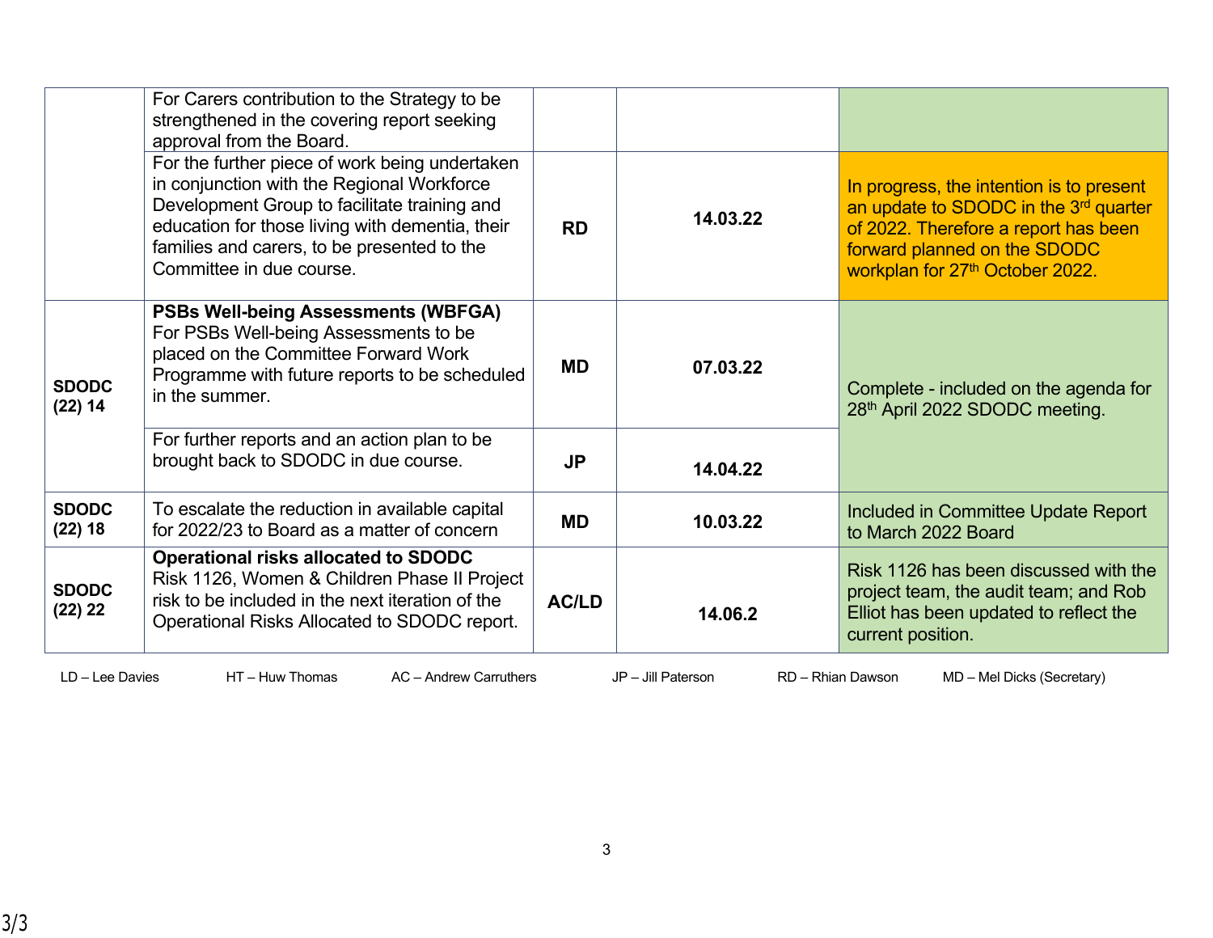| | | | | |
|---|---|---|---|---|
| | For Carers contribution to the Strategy to be strengthened in the covering report seeking approval from the Board. | | | |
| | For the further piece of work being undertaken in conjunction with the Regional Workforce Development Group to facilitate training and education for those living with dementia, their families and carers, to be presented to the Committee in due course. | **RD** | **14.03.22** | In progress, the intention is to present an update to SDODC in the 3rd quarter of 2022. Therefore a report has been forward planned on the SDODC workplan for 27th October 2022. |
| **SDODC (22) 14** | **PSBs Well-being Assessments (WBFGA)** For PSBs Well-being Assessments to be placed on the Committee Forward Work Programme with future reports to be scheduled in the summer. | **MD** | **07.03.22** | Complete - included on the agenda for 28th April 2022 SDODC meeting. |
| | For further reports and an action plan to be brought back to SDODC in due course. | **JP** | **14.04.22** | |
| **SDODC (22) 18** | To escalate the reduction in available capital for 2022/23 to Board as a matter of concern | **MD** | **10.03.22** | Included in Committee Update Report to March 2022 Board |
| **SDODC (22) 22** | **Operational risks allocated to SDODC** Risk 1126, Women & Children Phase II Project risk to be included in the next iteration of the Operational Risks Allocated to SDODC report. | **AC/LD** | **14.06.2** | Risk 1126 has been discussed with the project team, the audit team; and Rob Elliot has been updated to reflect the current position. |

LD – Lee Davies HT – Huw Thomas AC – Andrew Carruthers JP – Jill Paterson RD – Rhian Dawson MD – Mel Dicks (Secretary)